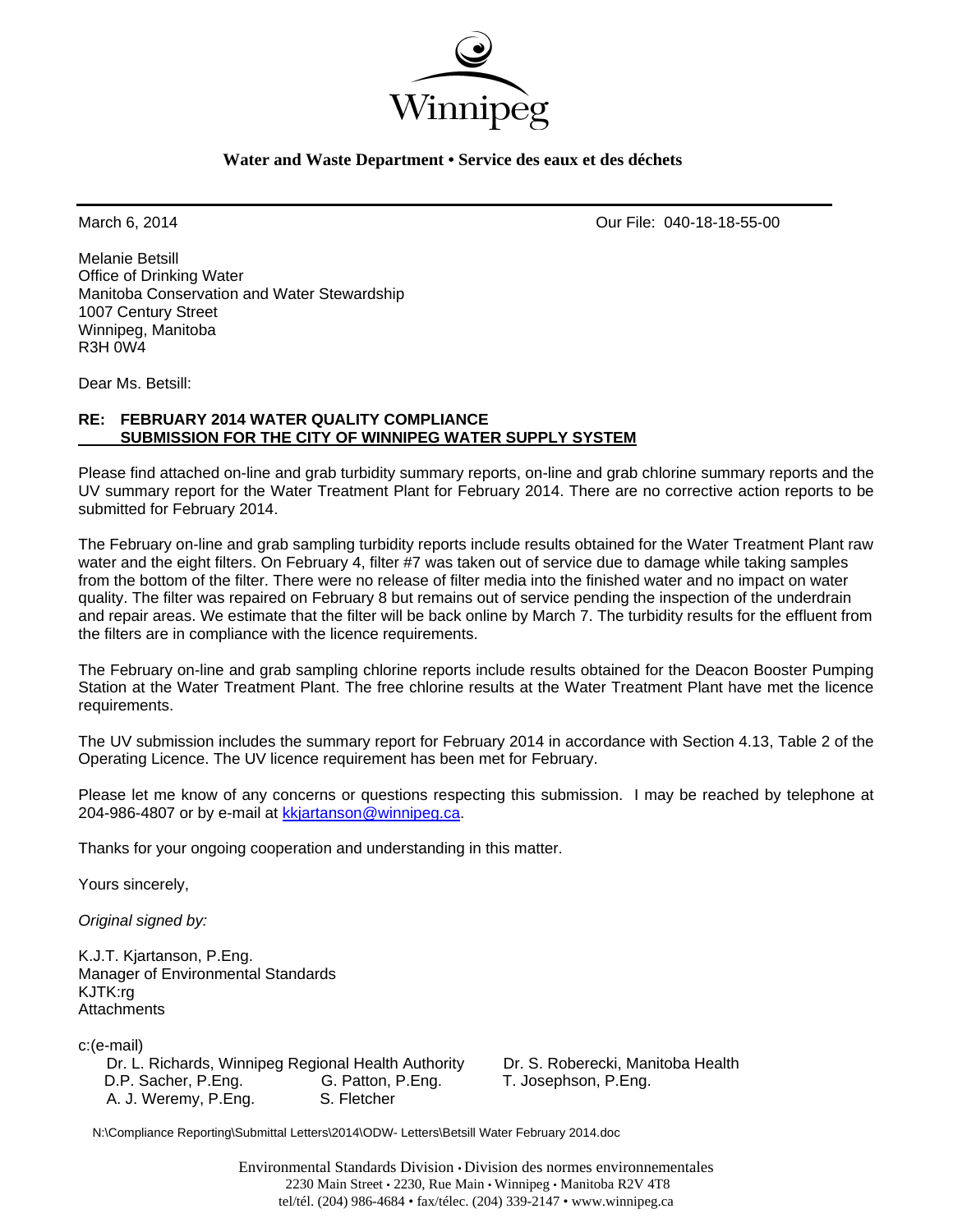Winnipeg

**Water and Waste Department • Service des eaux et des déchets**

March 6, 2014 Our File: 040-18-18-55-00

Melanie Betsill
Office of Drinking Water
Manitoba Conservation and Water Stewardship
1007 Century Street
Winnipeg, Manitoba
R3H 0W4

Dear Ms. Betsill:

**RE: FEBRUARY 2014 WATER QUALITY COMPLIANCE SUBMISSION FOR THE CITY OF WINNIPEG WATER SUPPLY SYSTEM**

Please find attached on-line and grab turbidity summary reports, on-line and grab chlorine summary reports and the UV summary report for the Water Treatment Plant for February 2014. There are no corrective action reports to be submitted for February 2014.

The February on-line and grab sampling turbidity reports include results obtained for the Water Treatment Plant raw water and the eight filters. On February 4, filter #7 was taken out of service due to damage while taking samples from the bottom of the filter. There were no release of filter media into the finished water and no impact on water quality. The filter was repaired on February 8 but remains out of service pending the inspection of the underdrain and repair areas. We estimate that the filter will be back online by March 7. The turbidity results for the effluent from the filters are in compliance with the licence requirements.

The February on-line and grab sampling chlorine reports include results obtained for the Deacon Booster Pumping Station at the Water Treatment Plant. The free chlorine results at the Water Treatment Plant have met the licence requirements.

The UV submission includes the summary report for February 2014 in accordance with Section 4.13, Table 2 of the Operating Licence. The UV licence requirement has been met for February.

Please let me know of any concerns or questions respecting this submission. I may be reached by telephone at 204-986-4807 or by e-mail at kkjartanson@winnipeg.ca.

Thanks for your ongoing cooperation and understanding in this matter.

Yours sincerely,

*Original signed by:*

K.J.T. Kjartanson, P.Eng.
Manager of Environmental Standards
KJTK:rg
Attachments

c:(e-mail)
Dr. L. Richards, Winnipeg Regional Health Authority
Dr. S. Roberecki, Manitoba Health
D.P. Sacher, P.Eng.
G. Patton, P.Eng.
T. Josephson, P.Eng.
A. J. Weremy, P.Eng.
S. Fletcher

N:\Compliance Reporting\Submittal Letters\2014\ODW- Letters\Betsill Water February 2014.doc

Environmental Standards Division • Division des normes environnementales
2230 Main Street • 2230, Rue Main • Winnipeg • Manitoba R2V 4T8
tel/tél. (204) 986-4684 • fax/télec. (204) 339-2147 • www.winnipeg.ca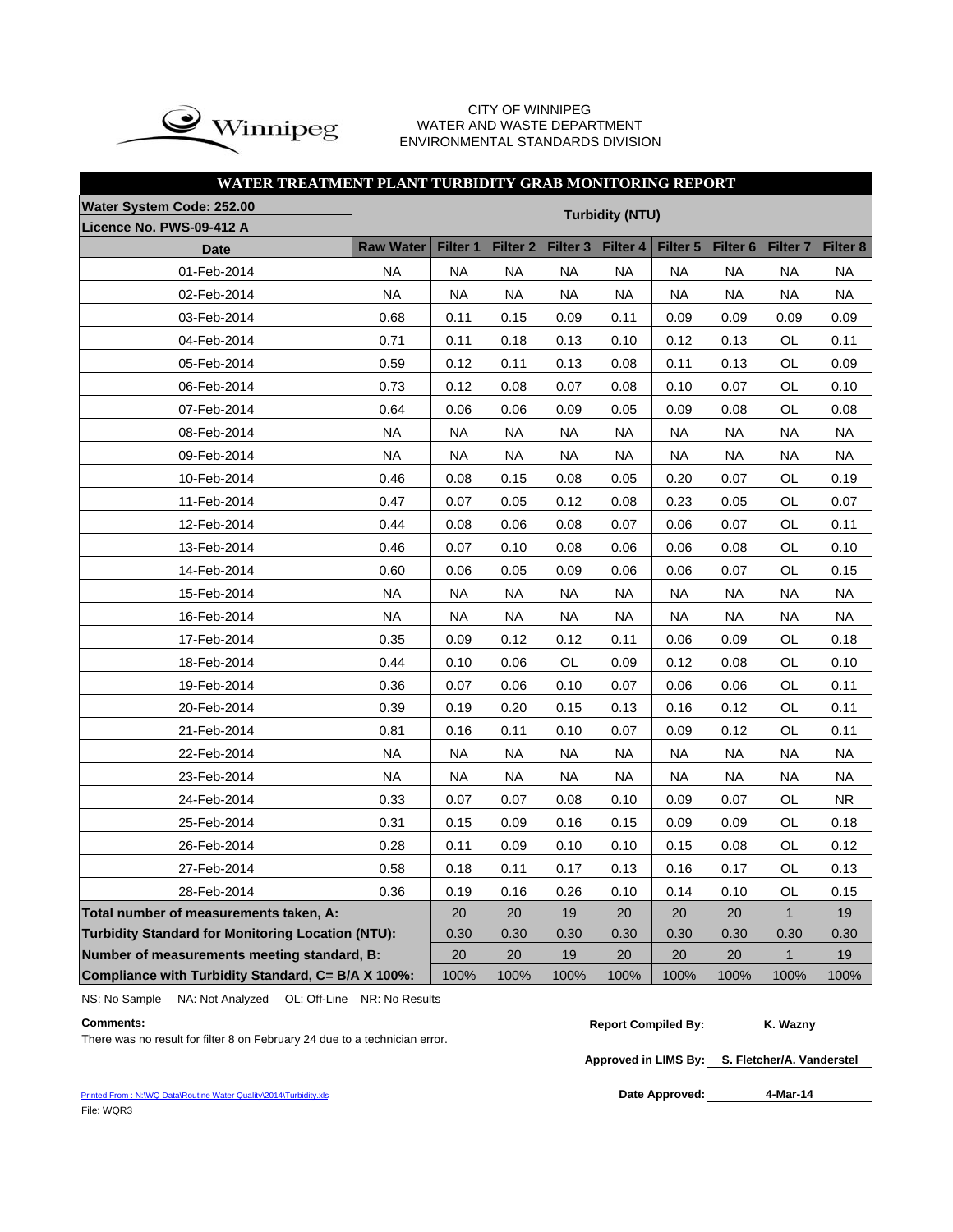CITY OF WINNIPEG
WATER AND WASTE DEPARTMENT
ENVIRONMENTAL STANDARDS DIVISION

## WATER TREATMENT PLANT TURBIDITY GRAB MONITORING REPORT

| Water System Code: 252.00 / Licence No. PWS-09-412 A | Turbidity (NTU) | | | | | | | | |
|---|---|---|---|---|---|---|---|---|---|
| **Date** | **Raw Water** | **Filter 1** | **Filter 2** | **Filter 3** | **Filter 4** | **Filter 5** | **Filter 6** | **Filter 7** | **Filter 8** |
| 01-Feb-2014 | NA | NA | NA | NA | NA | NA | NA | NA | NA |
| 02-Feb-2014 | NA | NA | NA | NA | NA | NA | NA | NA | NA |
| 03-Feb-2014 | 0.68 | 0.11 | 0.15 | 0.09 | 0.11 | 0.09 | 0.09 | 0.09 | 0.09 |
| 04-Feb-2014 | 0.71 | 0.11 | 0.18 | 0.13 | 0.10 | 0.12 | 0.13 | OL | 0.11 |
| 05-Feb-2014 | 0.59 | 0.12 | 0.11 | 0.13 | 0.08 | 0.11 | 0.13 | OL | 0.09 |
| 06-Feb-2014 | 0.73 | 0.12 | 0.08 | 0.07 | 0.08 | 0.10 | 0.07 | OL | 0.10 |
| 07-Feb-2014 | 0.64 | 0.06 | 0.06 | 0.09 | 0.05 | 0.09 | 0.08 | OL | 0.08 |
| 08-Feb-2014 | NA | NA | NA | NA | NA | NA | NA | NA | NA |
| 09-Feb-2014 | NA | NA | NA | NA | NA | NA | NA | NA | NA |
| 10-Feb-2014 | 0.46 | 0.08 | 0.15 | 0.08 | 0.05 | 0.20 | 0.07 | OL | 0.19 |
| 11-Feb-2014 | 0.47 | 0.07 | 0.05 | 0.12 | 0.08 | 0.23 | 0.05 | OL | 0.07 |
| 12-Feb-2014 | 0.44 | 0.08 | 0.06 | 0.08 | 0.07 | 0.06 | 0.07 | OL | 0.11 |
| 13-Feb-2014 | 0.46 | 0.07 | 0.10 | 0.08 | 0.06 | 0.06 | 0.08 | OL | 0.10 |
| 14-Feb-2014 | 0.60 | 0.06 | 0.05 | 0.09 | 0.06 | 0.06 | 0.07 | OL | 0.15 |
| 15-Feb-2014 | NA | NA | NA | NA | NA | NA | NA | NA | NA |
| 16-Feb-2014 | NA | NA | NA | NA | NA | NA | NA | NA | NA |
| 17-Feb-2014 | 0.35 | 0.09 | 0.12 | 0.12 | 0.11 | 0.06 | 0.09 | OL | 0.18 |
| 18-Feb-2014 | 0.44 | 0.10 | 0.06 | OL | 0.09 | 0.12 | 0.08 | OL | 0.10 |
| 19-Feb-2014 | 0.36 | 0.07 | 0.06 | 0.10 | 0.07 | 0.06 | 0.06 | OL | 0.11 |
| 20-Feb-2014 | 0.39 | 0.19 | 0.20 | 0.15 | 0.13 | 0.16 | 0.12 | OL | 0.11 |
| 21-Feb-2014 | 0.81 | 0.16 | 0.11 | 0.10 | 0.07 | 0.09 | 0.12 | OL | 0.11 |
| 22-Feb-2014 | NA | NA | NA | NA | NA | NA | NA | NA | NA |
| 23-Feb-2014 | NA | NA | NA | NA | NA | NA | NA | NA | NA |
| 24-Feb-2014 | 0.33 | 0.07 | 0.07 | 0.08 | 0.10 | 0.09 | 0.07 | OL | NR |
| 25-Feb-2014 | 0.31 | 0.15 | 0.09 | 0.16 | 0.15 | 0.09 | 0.09 | OL | 0.18 |
| 26-Feb-2014 | 0.28 | 0.11 | 0.09 | 0.10 | 0.10 | 0.15 | 0.08 | OL | 0.12 |
| 27-Feb-2014 | 0.58 | 0.18 | 0.11 | 0.17 | 0.13 | 0.16 | 0.17 | OL | 0.13 |
| 28-Feb-2014 | 0.36 | 0.19 | 0.16 | 0.26 | 0.10 | 0.14 | 0.10 | OL | 0.15 |
| **Total number of measurements taken, A:** | | 20 | 20 | 19 | 20 | 20 | 20 | 1 | 19 |
| **Turbidity Standard for Monitoring Location (NTU):** | | 0.30 | 0.30 | 0.30 | 0.30 | 0.30 | 0.30 | 0.30 | 0.30 |
| **Number of measurements meeting standard, B:** | | 20 | 20 | 19 | 20 | 20 | 20 | 1 | 19 |
| **Compliance with Turbidity Standard, C= B/A X 100%:** | | 100% | 100% | 100% | 100% | 100% | 100% | 100% | 100% |

NS: No Sample NA: Not Analyzed OL: Off-Line NR: No Results

**Comments:**

There was no result for filter 8 on February 24 due to a technician error.

**Report Compiled By:** K. Wazny

**Approved in LIMS By:** S. Fletcher/A. Vanderstel

**Date Approved:** 4-Mar-14

Printed From : N:\WQ Data\Routine Water Quality\2014\Turbidity.xls

File: WQR3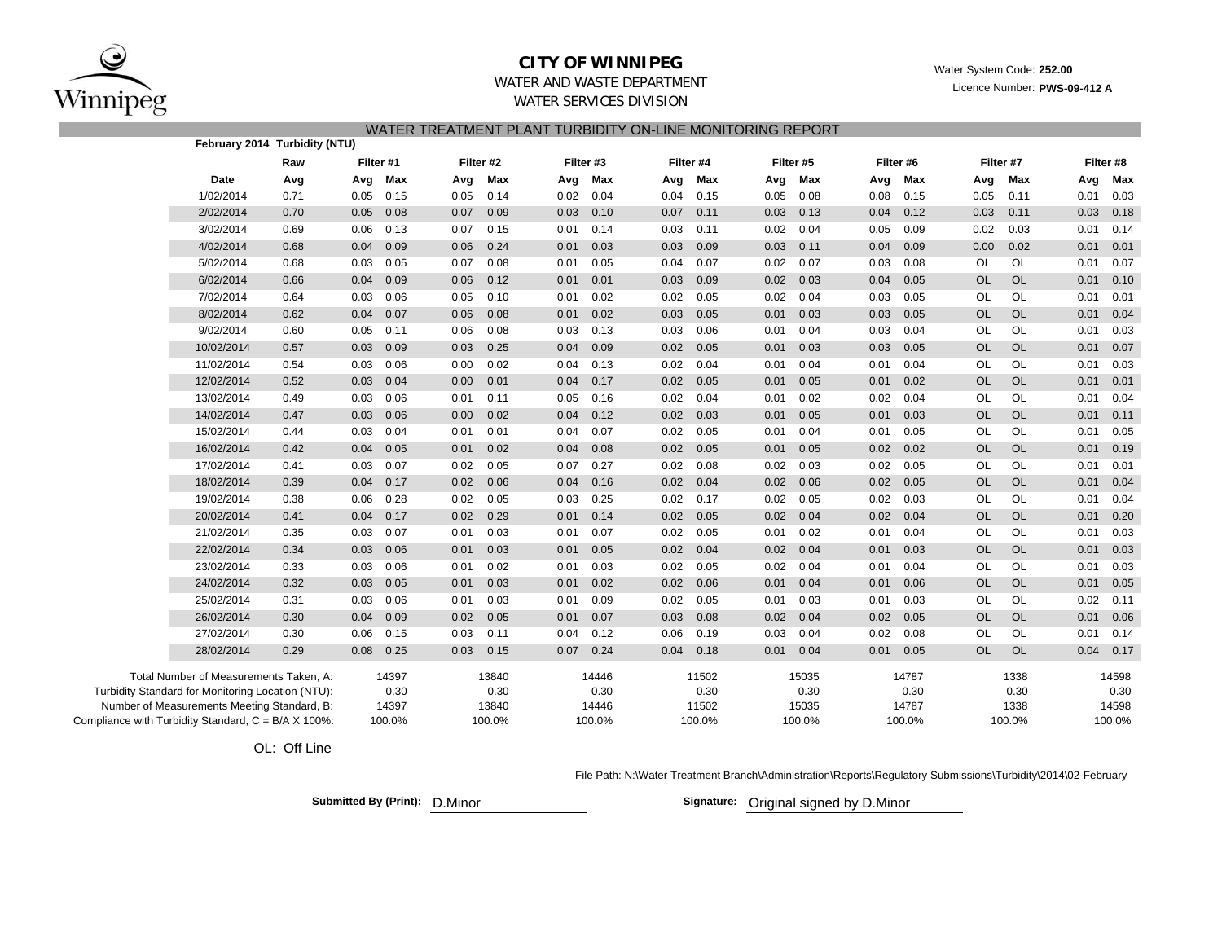**CITY OF WINNIPEG**

WATER AND WASTE DEPARTMENT

WATER SERVICES DIVISION

Water System Code: **252.00**

Licence Number: **PWS-09-412 A**

## WATER TREATMENT PLANT TURBIDITY ON-LINE MONITORING REPORT

**February 2014 Turbidity (NTU)**

| | Raw | Filter #1 | | Filter #2 | | Filter #3 | | Filter #4 | | Filter #5 | | Filter #6 | | Filter #7 | | Filter #8 | |
|---|---|---|---|---|---|---|---|---|---|---|---|---|---|---|---|---|---|
| **Date** | **Avg** | **Avg** | **Max** | **Avg** | **Max** | **Avg** | **Max** | **Avg** | **Max** | **Avg** | **Max** | **Avg** | **Max** | **Avg** | **Max** | **Avg** | **Max** |
| 1/02/2014 | 0.71 | 0.05 | 0.15 | 0.05 | 0.14 | 0.02 | 0.04 | 0.04 | 0.15 | 0.05 | 0.08 | 0.08 | 0.15 | 0.05 | 0.11 | 0.01 | 0.03 |
| 2/02/2014 | 0.70 | 0.05 | 0.08 | 0.07 | 0.09 | 0.03 | 0.10 | 0.07 | 0.11 | 0.03 | 0.13 | 0.04 | 0.12 | 0.03 | 0.11 | 0.03 | 0.18 |
| 3/02/2014 | 0.69 | 0.06 | 0.13 | 0.07 | 0.15 | 0.01 | 0.14 | 0.03 | 0.11 | 0.02 | 0.04 | 0.05 | 0.09 | 0.02 | 0.03 | 0.01 | 0.14 |
| 4/02/2014 | 0.68 | 0.04 | 0.09 | 0.06 | 0.24 | 0.01 | 0.03 | 0.03 | 0.09 | 0.03 | 0.11 | 0.04 | 0.09 | 0.00 | 0.02 | 0.01 | 0.01 |
| 5/02/2014 | 0.68 | 0.03 | 0.05 | 0.07 | 0.08 | 0.01 | 0.05 | 0.04 | 0.07 | 0.02 | 0.07 | 0.03 | 0.08 | OL | OL | 0.01 | 0.07 |
| 6/02/2014 | 0.66 | 0.04 | 0.09 | 0.06 | 0.12 | 0.01 | 0.01 | 0.03 | 0.09 | 0.02 | 0.03 | 0.04 | 0.05 | OL | OL | 0.01 | 0.10 |
| 7/02/2014 | 0.64 | 0.03 | 0.06 | 0.05 | 0.10 | 0.01 | 0.02 | 0.02 | 0.05 | 0.02 | 0.04 | 0.03 | 0.05 | OL | OL | 0.01 | 0.01 |
| 8/02/2014 | 0.62 | 0.04 | 0.07 | 0.06 | 0.08 | 0.01 | 0.02 | 0.03 | 0.05 | 0.01 | 0.03 | 0.03 | 0.05 | OL | OL | 0.01 | 0.04 |
| 9/02/2014 | 0.60 | 0.05 | 0.11 | 0.06 | 0.08 | 0.03 | 0.13 | 0.03 | 0.06 | 0.01 | 0.04 | 0.03 | 0.04 | OL | OL | 0.01 | 0.03 |
| 10/02/2014 | 0.57 | 0.03 | 0.09 | 0.03 | 0.25 | 0.04 | 0.09 | 0.02 | 0.05 | 0.01 | 0.03 | 0.03 | 0.05 | OL | OL | 0.01 | 0.07 |
| 11/02/2014 | 0.54 | 0.03 | 0.06 | 0.00 | 0.02 | 0.04 | 0.13 | 0.02 | 0.04 | 0.01 | 0.04 | 0.01 | 0.04 | OL | OL | 0.01 | 0.03 |
| 12/02/2014 | 0.52 | 0.03 | 0.04 | 0.00 | 0.01 | 0.04 | 0.17 | 0.02 | 0.05 | 0.01 | 0.05 | 0.01 | 0.02 | OL | OL | 0.01 | 0.01 |
| 13/02/2014 | 0.49 | 0.03 | 0.06 | 0.01 | 0.11 | 0.05 | 0.16 | 0.02 | 0.04 | 0.01 | 0.02 | 0.02 | 0.04 | OL | OL | 0.01 | 0.04 |
| 14/02/2014 | 0.47 | 0.03 | 0.06 | 0.00 | 0.02 | 0.04 | 0.12 | 0.02 | 0.03 | 0.01 | 0.05 | 0.01 | 0.03 | OL | OL | 0.01 | 0.11 |
| 15/02/2014 | 0.44 | 0.03 | 0.04 | 0.01 | 0.01 | 0.04 | 0.07 | 0.02 | 0.05 | 0.01 | 0.04 | 0.01 | 0.05 | OL | OL | 0.01 | 0.05 |
| 16/02/2014 | 0.42 | 0.04 | 0.05 | 0.01 | 0.02 | 0.04 | 0.08 | 0.02 | 0.05 | 0.01 | 0.05 | 0.02 | 0.02 | OL | OL | 0.01 | 0.19 |
| 17/02/2014 | 0.41 | 0.03 | 0.07 | 0.02 | 0.05 | 0.07 | 0.27 | 0.02 | 0.08 | 0.02 | 0.03 | 0.02 | 0.05 | OL | OL | 0.01 | 0.01 |
| 18/02/2014 | 0.39 | 0.04 | 0.17 | 0.02 | 0.06 | 0.04 | 0.16 | 0.02 | 0.04 | 0.02 | 0.06 | 0.02 | 0.05 | OL | OL | 0.01 | 0.04 |
| 19/02/2014 | 0.38 | 0.06 | 0.28 | 0.02 | 0.05 | 0.03 | 0.25 | 0.02 | 0.17 | 0.02 | 0.05 | 0.02 | 0.03 | OL | OL | 0.01 | 0.04 |
| 20/02/2014 | 0.41 | 0.04 | 0.17 | 0.02 | 0.29 | 0.01 | 0.14 | 0.02 | 0.05 | 0.02 | 0.04 | 0.02 | 0.04 | OL | OL | 0.01 | 0.20 |
| 21/02/2014 | 0.35 | 0.03 | 0.07 | 0.01 | 0.03 | 0.01 | 0.07 | 0.02 | 0.05 | 0.01 | 0.02 | 0.01 | 0.04 | OL | OL | 0.01 | 0.03 |
| 22/02/2014 | 0.34 | 0.03 | 0.06 | 0.01 | 0.03 | 0.01 | 0.05 | 0.02 | 0.04 | 0.02 | 0.04 | 0.01 | 0.03 | OL | OL | 0.01 | 0.03 |
| 23/02/2014 | 0.33 | 0.03 | 0.06 | 0.01 | 0.02 | 0.01 | 0.03 | 0.02 | 0.05 | 0.02 | 0.04 | 0.01 | 0.04 | OL | OL | 0.01 | 0.03 |
| 24/02/2014 | 0.32 | 0.03 | 0.05 | 0.01 | 0.03 | 0.01 | 0.02 | 0.02 | 0.06 | 0.01 | 0.04 | 0.01 | 0.06 | OL | OL | 0.01 | 0.05 |
| 25/02/2014 | 0.31 | 0.03 | 0.06 | 0.01 | 0.03 | 0.01 | 0.09 | 0.02 | 0.05 | 0.01 | 0.03 | 0.01 | 0.03 | OL | OL | 0.02 | 0.11 |
| 26/02/2014 | 0.30 | 0.04 | 0.09 | 0.02 | 0.05 | 0.01 | 0.07 | 0.03 | 0.08 | 0.02 | 0.04 | 0.02 | 0.05 | OL | OL | 0.01 | 0.06 |
| 27/02/2014 | 0.30 | 0.06 | 0.15 | 0.03 | 0.11 | 0.04 | 0.12 | 0.06 | 0.19 | 0.03 | 0.04 | 0.02 | 0.08 | OL | OL | 0.01 | 0.14 |
| 28/02/2014 | 0.29 | 0.08 | 0.25 | 0.03 | 0.15 | 0.07 | 0.24 | 0.04 | 0.18 | 0.01 | 0.04 | 0.01 | 0.05 | OL | OL | 0.04 | 0.17 |

| | Filter #1 | Filter #2 | Filter #3 | Filter #4 | Filter #5 | Filter #6 | Filter #7 | Filter #8 |
|---|---|---|---|---|---|---|---|---|
| Total Number of Measurements Taken, A: | 14397 | 13840 | 14446 | 11502 | 15035 | 14787 | 1338 | 14598 |
| Turbidity Standard for Monitoring Location (NTU): | 0.30 | 0.30 | 0.30 | 0.30 | 0.30 | 0.30 | 0.30 | 0.30 |
| Number of Measurements Meeting Standard, B: | 14397 | 13840 | 14446 | 11502 | 15035 | 14787 | 1338 | 14598 |
| Compliance with Turbidity Standard, C = B/A X 100%: | 100.0% | 100.0% | 100.0% | 100.0% | 100.0% | 100.0% | 100.0% | 100.0% |

OL: Off Line

File Path: N:\Water Treatment Branch\Administration\Reports\Regulatory Submissions\Turbidity\2014\02-February

**Submitted By (Print):** D.Minor

**Signature:** Original signed by D.Minor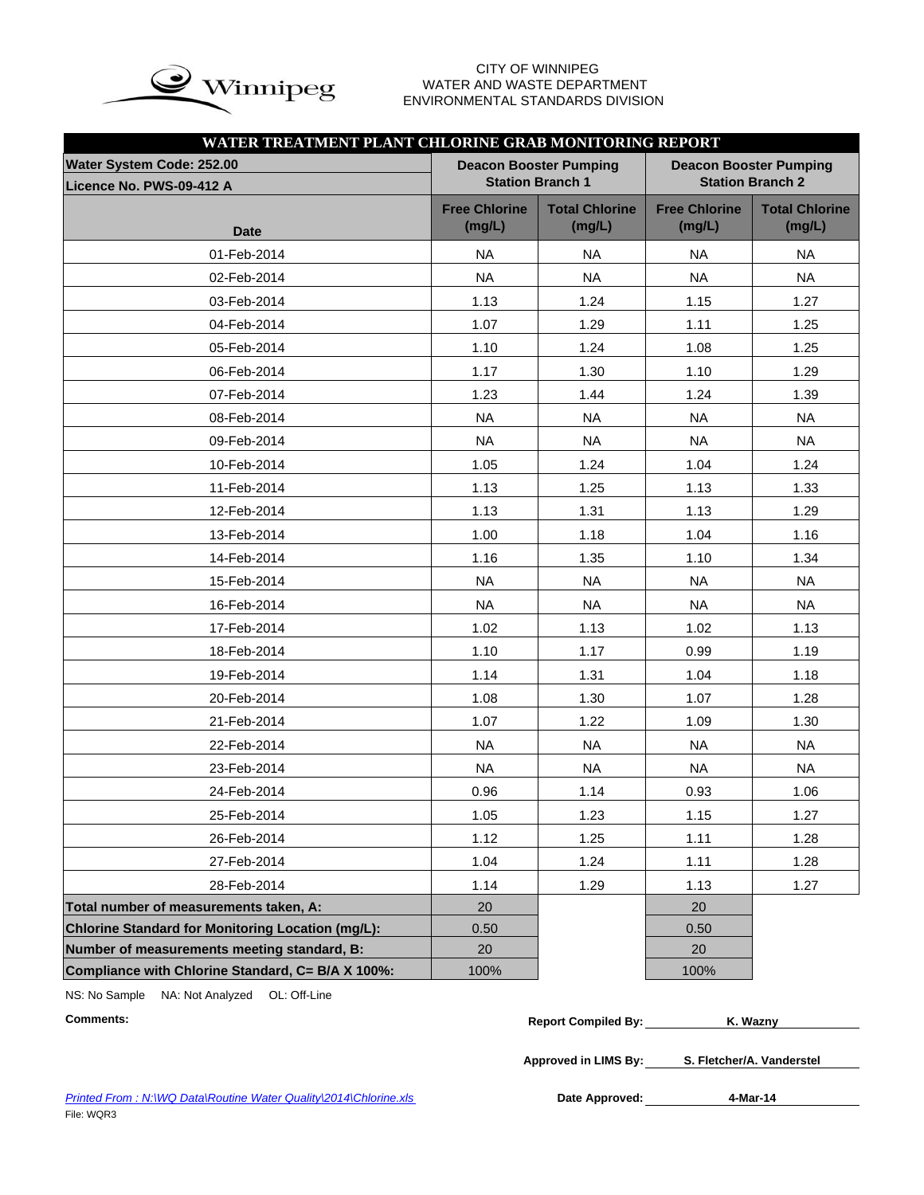CITY OF WINNIPEG
WATER AND WASTE DEPARTMENT
ENVIRONMENTAL STANDARDS DIVISION

## WATER TREATMENT PLANT CHLORINE GRAB MONITORING REPORT

| Water System Code: 252.00 / Licence No. PWS-09-412 A | Deacon Booster Pumping Station Branch 1 | | Deacon Booster Pumping Station Branch 2 | |
|---|---|---|---|---|
| Date | Free Chlorine (mg/L) | Total Chlorine (mg/L) | Free Chlorine (mg/L) | Total Chlorine (mg/L) |
| 01-Feb-2014 | NA | NA | NA | NA |
| 02-Feb-2014 | NA | NA | NA | NA |
| 03-Feb-2014 | 1.13 | 1.24 | 1.15 | 1.27 |
| 04-Feb-2014 | 1.07 | 1.29 | 1.11 | 1.25 |
| 05-Feb-2014 | 1.10 | 1.24 | 1.08 | 1.25 |
| 06-Feb-2014 | 1.17 | 1.30 | 1.10 | 1.29 |
| 07-Feb-2014 | 1.23 | 1.44 | 1.24 | 1.39 |
| 08-Feb-2014 | NA | NA | NA | NA |
| 09-Feb-2014 | NA | NA | NA | NA |
| 10-Feb-2014 | 1.05 | 1.24 | 1.04 | 1.24 |
| 11-Feb-2014 | 1.13 | 1.25 | 1.13 | 1.33 |
| 12-Feb-2014 | 1.13 | 1.31 | 1.13 | 1.29 |
| 13-Feb-2014 | 1.00 | 1.18 | 1.04 | 1.16 |
| 14-Feb-2014 | 1.16 | 1.35 | 1.10 | 1.34 |
| 15-Feb-2014 | NA | NA | NA | NA |
| 16-Feb-2014 | NA | NA | NA | NA |
| 17-Feb-2014 | 1.02 | 1.13 | 1.02 | 1.13 |
| 18-Feb-2014 | 1.10 | 1.17 | 0.99 | 1.19 |
| 19-Feb-2014 | 1.14 | 1.31 | 1.04 | 1.18 |
| 20-Feb-2014 | 1.08 | 1.30 | 1.07 | 1.28 |
| 21-Feb-2014 | 1.07 | 1.22 | 1.09 | 1.30 |
| 22-Feb-2014 | NA | NA | NA | NA |
| 23-Feb-2014 | NA | NA | NA | NA |
| 24-Feb-2014 | 0.96 | 1.14 | 0.93 | 1.06 |
| 25-Feb-2014 | 1.05 | 1.23 | 1.15 | 1.27 |
| 26-Feb-2014 | 1.12 | 1.25 | 1.11 | 1.28 |
| 27-Feb-2014 | 1.04 | 1.24 | 1.11 | 1.28 |
| 28-Feb-2014 | 1.14 | 1.29 | 1.13 | 1.27 |
| **Total number of measurements taken, A:** | 20 | | 20 | |
| **Chlorine Standard for Monitoring Location (mg/L):** | 0.50 | | 0.50 | |
| **Number of measurements meeting standard, B:** | 20 | | 20 | |
| **Compliance with Chlorine Standard, C= B/A X 100%:** | 100% | | 100% | |

NS: No Sample NA: Not Analyzed OL: Off-Line

**Comments:**

**Report Compiled By:** K. Wazny

**Approved in LIMS By:** S. Fletcher/A. Vanderstel

**Date Approved:** 4-Mar-14

*Printed From : N:\WQ Data\Routine Water Quality\2014\Chlorine.xls*

File: WQR3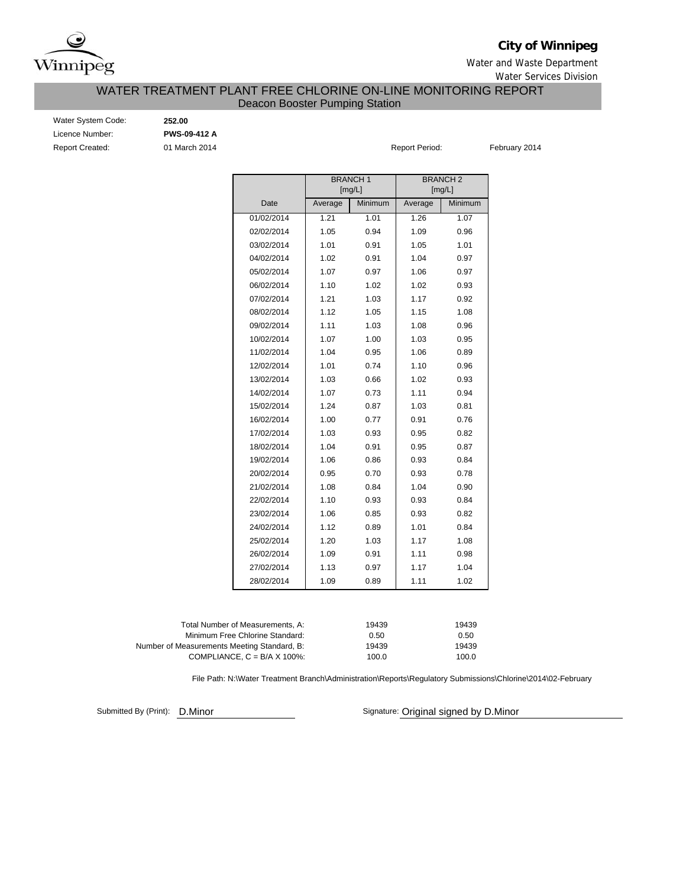**City of Winnipeg**

Water and Waste Department

Water Services Division

## WATER TREATMENT PLANT FREE CHLORINE ON-LINE MONITORING REPORT

### Deacon Booster Pumping Station

Water System Code: **252.00**

Licence Number: **PWS-09-412 A**

Report Created: 01 March 2014

Report Period: February 2014

| Date | BRANCH 1 [mg/L] | | BRANCH 2 [mg/L] | |
|---|---|---|---|---|
| | Average | Minimum | Average | Minimum |
| 01/02/2014 | 1.21 | 1.01 | 1.26 | 1.07 |
| 02/02/2014 | 1.05 | 0.94 | 1.09 | 0.96 |
| 03/02/2014 | 1.01 | 0.91 | 1.05 | 1.01 |
| 04/02/2014 | 1.02 | 0.91 | 1.04 | 0.97 |
| 05/02/2014 | 1.07 | 0.97 | 1.06 | 0.97 |
| 06/02/2014 | 1.10 | 1.02 | 1.02 | 0.93 |
| 07/02/2014 | 1.21 | 1.03 | 1.17 | 0.92 |
| 08/02/2014 | 1.12 | 1.05 | 1.15 | 1.08 |
| 09/02/2014 | 1.11 | 1.03 | 1.08 | 0.96 |
| 10/02/2014 | 1.07 | 1.00 | 1.03 | 0.95 |
| 11/02/2014 | 1.04 | 0.95 | 1.06 | 0.89 |
| 12/02/2014 | 1.01 | 0.74 | 1.10 | 0.96 |
| 13/02/2014 | 1.03 | 0.66 | 1.02 | 0.93 |
| 14/02/2014 | 1.07 | 0.73 | 1.11 | 0.94 |
| 15/02/2014 | 1.24 | 0.87 | 1.03 | 0.81 |
| 16/02/2014 | 1.00 | 0.77 | 0.91 | 0.76 |
| 17/02/2014 | 1.03 | 0.93 | 0.95 | 0.82 |
| 18/02/2014 | 1.04 | 0.91 | 0.95 | 0.87 |
| 19/02/2014 | 1.06 | 0.86 | 0.93 | 0.84 |
| 20/02/2014 | 0.95 | 0.70 | 0.93 | 0.78 |
| 21/02/2014 | 1.08 | 0.84 | 1.04 | 0.90 |
| 22/02/2014 | 1.10 | 0.93 | 0.93 | 0.84 |
| 23/02/2014 | 1.06 | 0.85 | 0.93 | 0.82 |
| 24/02/2014 | 1.12 | 0.89 | 1.01 | 0.84 |
| 25/02/2014 | 1.20 | 1.03 | 1.17 | 1.08 |
| 26/02/2014 | 1.09 | 0.91 | 1.11 | 0.98 |
| 27/02/2014 | 1.13 | 0.97 | 1.17 | 1.04 |
| 28/02/2014 | 1.09 | 0.89 | 1.11 | 1.02 |

| | Branch 1 | Branch 2 |
|---|---|---|
| Total Number of Measurements, A: | 19439 | 19439 |
| Minimum Free Chlorine Standard: | 0.50 | 0.50 |
| Number of Measurements Meeting Standard, B: | 19439 | 19439 |
| COMPLIANCE, C = B/A X 100%: | 100.0 | 100.0 |

File Path: N:\Water Treatment Branch\Administration\Reports\Regulatory Submissions\Chlorine\2014\02-February

Submitted By (Print): D.Minor

Signature: Original signed by D.Minor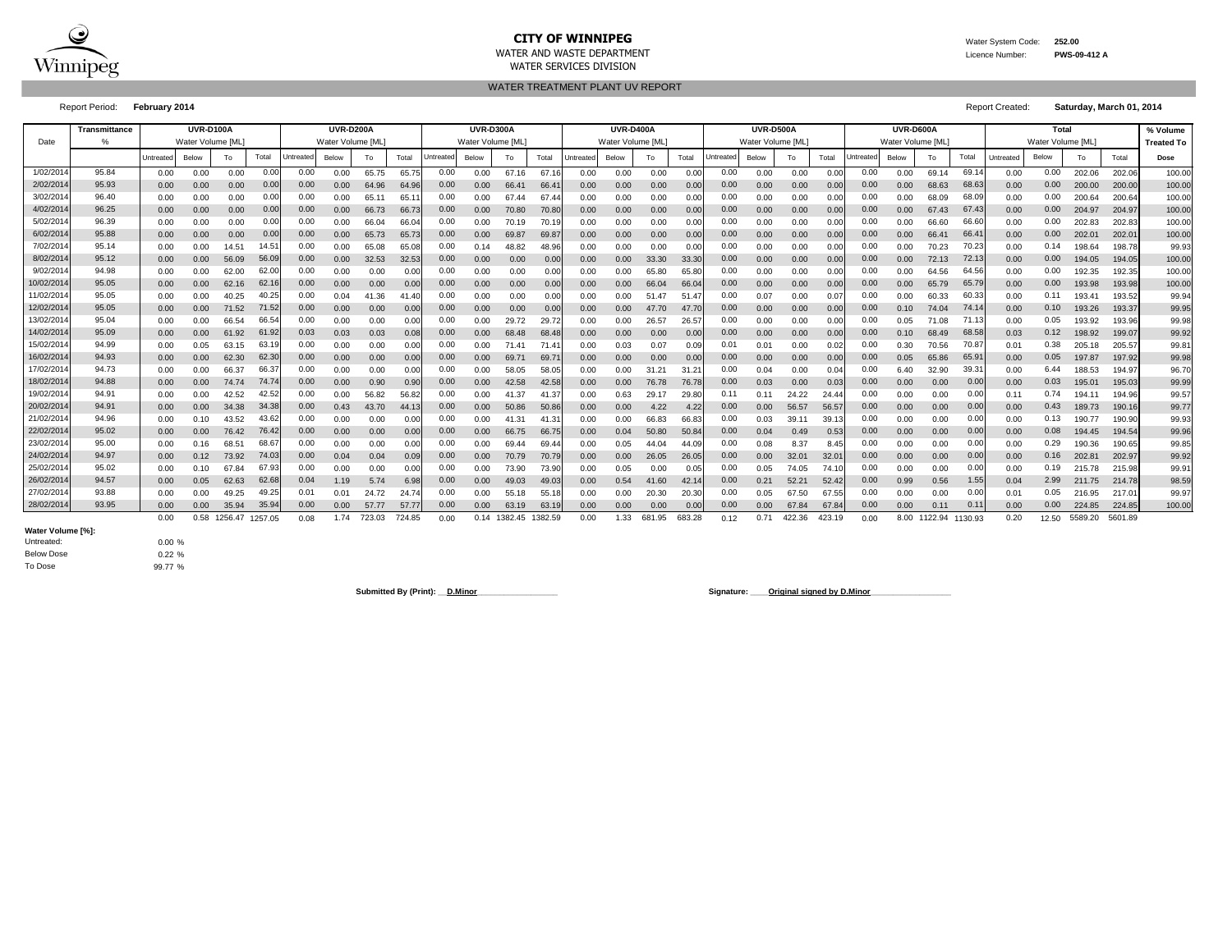# CITY OF WINNIPEG

WATER AND WASTE DEPARTMENT

WATER SERVICES DIVISION

Water System Code: **252.00**

Licence Number: **PWS-09-412 A**

## WATER TREATMENT PLANT UV REPORT

Report Period: **February 2014**

Report Created: **Saturday, March 01, 2014**

| Date | Transmittance | UVR-D100A | | | | UVR-D200A | | | | UVR-D300A | | | | UVR-D400A | | | | UVR-D500A | | | | UVR-D600A | | | | Total | | | | % Volume |
|---|---|---|---|---|---|---|---|---|---|---|---|---|---|---|---|---|---|---|---|---|---|---|---|---|---|---|---|---|---|---|
| | % | Water Volume [ML] | | | | Water Volume [ML] | | | | Water Volume [ML] | | | | Water Volume [ML] | | | | Water Volume [ML] | | | | Water Volume [ML] | | | | Water Volume [ML] | | | | Treated To |
| | | Untreated | Below | To | Total | Untreated | Below | To | Total | Untreated | Below | To | Total | Untreated | Below | To | Total | Untreated | Below | To | Total | Untreated | Below | To | Total | Untreated | Below | To | Total | Dose |
| 1/02/2014 | 95.84 | 0.00 | 0.00 | 0.00 | 0.00 | 0.00 | 0.00 | 65.75 | 65.75 | 0.00 | 0.00 | 67.16 | 67.16 | 0.00 | 0.00 | 0.00 | 0.00 | 0.00 | 0.00 | 0.00 | 0.00 | 0.00 | 0.00 | 69.14 | 69.14 | 0.00 | 0.00 | 202.06 | 202.06 | 100.00 |
| 2/02/2014 | 95.93 | 0.00 | 0.00 | 0.00 | 0.00 | 0.00 | 0.00 | 64.96 | 64.96 | 0.00 | 0.00 | 66.41 | 66.41 | 0.00 | 0.00 | 0.00 | 0.00 | 0.00 | 0.00 | 0.00 | 0.00 | 0.00 | 0.00 | 68.63 | 68.63 | 0.00 | 0.00 | 200.00 | 200.00 | 100.00 |
| 3/02/2014 | 96.40 | 0.00 | 0.00 | 0.00 | 0.00 | 0.00 | 0.00 | 65.11 | 65.11 | 0.00 | 0.00 | 67.44 | 67.44 | 0.00 | 0.00 | 0.00 | 0.00 | 0.00 | 0.00 | 0.00 | 0.00 | 0.00 | 0.00 | 68.09 | 68.09 | 0.00 | 0.00 | 200.64 | 200.64 | 100.00 |
| 4/02/2014 | 96.25 | 0.00 | 0.00 | 0.00 | 0.00 | 0.00 | 0.00 | 66.73 | 66.73 | 0.00 | 0.00 | 70.80 | 70.80 | 0.00 | 0.00 | 0.00 | 0.00 | 0.00 | 0.00 | 0.00 | 0.00 | 0.00 | 0.00 | 67.43 | 67.43 | 0.00 | 0.00 | 204.97 | 204.97 | 100.00 |
| 5/02/2014 | 96.39 | 0.00 | 0.00 | 0.00 | 0.00 | 0.00 | 0.00 | 66.04 | 66.04 | 0.00 | 0.00 | 70.19 | 70.19 | 0.00 | 0.00 | 0.00 | 0.00 | 0.00 | 0.00 | 0.00 | 0.00 | 0.00 | 0.00 | 66.60 | 66.60 | 0.00 | 0.00 | 202.83 | 202.83 | 100.00 |
| 6/02/2014 | 95.88 | 0.00 | 0.00 | 0.00 | 0.00 | 0.00 | 0.00 | 65.73 | 65.73 | 0.00 | 0.00 | 69.87 | 69.87 | 0.00 | 0.00 | 0.00 | 0.00 | 0.00 | 0.00 | 0.00 | 0.00 | 0.00 | 0.00 | 66.41 | 66.41 | 0.00 | 0.00 | 202.01 | 202.01 | 100.00 |
| 7/02/2014 | 95.14 | 0.00 | 0.00 | 14.51 | 14.51 | 0.00 | 0.00 | 65.08 | 65.08 | 0.00 | 0.14 | 48.82 | 48.96 | 0.00 | 0.00 | 0.00 | 0.00 | 0.00 | 0.00 | 0.00 | 0.00 | 0.00 | 0.00 | 70.23 | 70.23 | 0.00 | 0.14 | 198.64 | 198.78 | 99.93 |
| 8/02/2014 | 95.12 | 0.00 | 0.00 | 56.09 | 56.09 | 0.00 | 0.00 | 32.53 | 32.53 | 0.00 | 0.00 | 0.00 | 0.00 | 0.00 | 0.00 | 33.30 | 33.30 | 0.00 | 0.00 | 0.00 | 0.00 | 0.00 | 0.00 | 72.13 | 72.13 | 0.00 | 0.00 | 194.05 | 194.05 | 100.00 |
| 9/02/2014 | 94.98 | 0.00 | 0.00 | 62.00 | 62.00 | 0.00 | 0.00 | 0.00 | 0.00 | 0.00 | 0.00 | 0.00 | 0.00 | 0.00 | 0.00 | 65.80 | 65.80 | 0.00 | 0.00 | 0.00 | 0.00 | 0.00 | 0.00 | 64.56 | 64.56 | 0.00 | 0.00 | 192.35 | 192.35 | 100.00 |
| 10/02/2014 | 95.05 | 0.00 | 0.00 | 62.16 | 62.16 | 0.00 | 0.00 | 0.00 | 0.00 | 0.00 | 0.00 | 0.00 | 0.00 | 0.00 | 0.00 | 66.04 | 66.04 | 0.00 | 0.00 | 0.00 | 0.00 | 0.00 | 0.00 | 65.79 | 65.79 | 0.00 | 0.00 | 193.98 | 193.98 | 100.00 |
| 11/02/2014 | 95.05 | 0.00 | 0.00 | 40.25 | 40.25 | 0.00 | 0.04 | 41.36 | 41.40 | 0.00 | 0.00 | 0.00 | 0.00 | 0.00 | 0.00 | 51.47 | 51.47 | 0.00 | 0.07 | 0.00 | 0.07 | 0.00 | 0.00 | 60.33 | 60.33 | 0.00 | 0.11 | 193.41 | 193.52 | 99.94 |
| 12/02/2014 | 95.05 | 0.00 | 0.00 | 71.52 | 71.52 | 0.00 | 0.00 | 0.00 | 0.00 | 0.00 | 0.00 | 0.00 | 0.00 | 0.00 | 0.00 | 47.70 | 47.70 | 0.00 | 0.00 | 0.00 | 0.00 | 0.00 | 0.10 | 74.04 | 74.14 | 0.00 | 0.10 | 193.26 | 193.37 | 99.95 |
| 13/02/2014 | 95.04 | 0.00 | 0.00 | 66.54 | 66.54 | 0.00 | 0.00 | 0.00 | 0.00 | 0.00 | 0.00 | 29.72 | 29.72 | 0.00 | 0.00 | 26.57 | 26.57 | 0.00 | 0.00 | 0.00 | 0.00 | 0.00 | 0.05 | 71.08 | 71.13 | 0.00 | 0.05 | 193.92 | 193.96 | 99.98 |
| 14/02/2014 | 95.09 | 0.00 | 0.00 | 61.92 | 61.92 | 0.03 | 0.03 | 0.03 | 0.08 | 0.00 | 0.00 | 68.48 | 68.48 | 0.00 | 0.00 | 0.00 | 0.00 | 0.00 | 0.00 | 0.00 | 0.00 | 0.00 | 0.10 | 68.49 | 68.58 | 0.03 | 0.12 | 198.92 | 199.07 | 99.92 |
| 15/02/2014 | 94.99 | 0.00 | 0.05 | 63.15 | 63.19 | 0.00 | 0.00 | 0.00 | 0.00 | 0.00 | 0.00 | 71.41 | 71.41 | 0.00 | 0.03 | 0.07 | 0.09 | 0.01 | 0.01 | 0.00 | 0.02 | 0.00 | 0.30 | 70.56 | 70.87 | 0.01 | 0.38 | 205.18 | 205.57 | 99.81 |
| 16/02/2014 | 94.93 | 0.00 | 0.00 | 62.30 | 62.30 | 0.00 | 0.00 | 0.00 | 0.00 | 0.00 | 0.00 | 69.71 | 69.71 | 0.00 | 0.00 | 0.00 | 0.00 | 0.00 | 0.00 | 0.00 | 0.00 | 0.00 | 0.05 | 65.86 | 65.91 | 0.00 | 0.05 | 197.87 | 197.92 | 99.98 |
| 17/02/2014 | 94.73 | 0.00 | 0.00 | 66.37 | 66.37 | 0.00 | 0.00 | 0.00 | 0.00 | 0.00 | 0.00 | 58.05 | 58.05 | 0.00 | 0.00 | 31.21 | 31.21 | 0.00 | 0.04 | 0.00 | 0.04 | 0.00 | 6.40 | 32.90 | 39.31 | 0.00 | 6.44 | 188.53 | 194.97 | 96.70 |
| 18/02/2014 | 94.88 | 0.00 | 0.00 | 74.74 | 74.74 | 0.00 | 0.00 | 0.90 | 0.90 | 0.00 | 0.00 | 42.58 | 42.58 | 0.00 | 0.00 | 76.78 | 76.78 | 0.00 | 0.03 | 0.00 | 0.03 | 0.00 | 0.00 | 0.00 | 0.00 | 0.00 | 0.03 | 195.01 | 195.03 | 99.99 |
| 19/02/2014 | 94.91 | 0.00 | 0.00 | 42.52 | 42.52 | 0.00 | 0.00 | 56.82 | 56.82 | 0.00 | 0.00 | 41.37 | 41.37 | 0.00 | 0.63 | 29.17 | 29.80 | 0.11 | 0.11 | 24.22 | 24.44 | 0.00 | 0.00 | 0.00 | 0.00 | 0.11 | 0.74 | 194.11 | 194.96 | 99.57 |
| 20/02/2014 | 94.91 | 0.00 | 0.00 | 34.38 | 34.38 | 0.00 | 0.43 | 43.70 | 44.13 | 0.00 | 0.00 | 50.86 | 50.86 | 0.00 | 0.00 | 4.22 | 4.22 | 0.00 | 0.00 | 56.57 | 56.57 | 0.00 | 0.00 | 0.00 | 0.00 | 0.00 | 0.43 | 189.73 | 190.16 | 99.77 |
| 21/02/2014 | 94.96 | 0.00 | 0.10 | 43.52 | 43.62 | 0.00 | 0.00 | 0.00 | 0.00 | 0.00 | 0.00 | 41.31 | 41.31 | 0.00 | 0.00 | 66.83 | 66.83 | 0.00 | 0.03 | 39.11 | 39.13 | 0.00 | 0.00 | 0.00 | 0.00 | 0.00 | 0.13 | 190.77 | 190.90 | 99.93 |
| 22/02/2014 | 95.02 | 0.00 | 0.00 | 76.42 | 76.42 | 0.00 | 0.00 | 0.00 | 0.00 | 0.00 | 0.00 | 66.75 | 66.75 | 0.00 | 0.04 | 50.80 | 50.84 | 0.00 | 0.04 | 0.49 | 0.53 | 0.00 | 0.00 | 0.00 | 0.00 | 0.00 | 0.08 | 194.45 | 194.54 | 99.96 |
| 23/02/2014 | 95.00 | 0.00 | 0.16 | 68.51 | 68.67 | 0.00 | 0.00 | 0.00 | 0.00 | 0.00 | 0.00 | 69.44 | 69.44 | 0.00 | 0.05 | 44.04 | 44.09 | 0.00 | 0.08 | 8.37 | 8.45 | 0.00 | 0.00 | 0.00 | 0.00 | 0.00 | 0.29 | 190.36 | 190.65 | 99.85 |
| 24/02/2014 | 94.97 | 0.00 | 0.12 | 73.92 | 74.03 | 0.00 | 0.04 | 0.04 | 0.09 | 0.00 | 0.00 | 70.79 | 70.79 | 0.00 | 0.00 | 26.05 | 26.05 | 0.00 | 0.00 | 32.01 | 32.01 | 0.00 | 0.00 | 0.00 | 0.00 | 0.00 | 0.16 | 202.81 | 202.97 | 99.92 |
| 25/02/2014 | 95.02 | 0.00 | 0.10 | 67.84 | 67.93 | 0.00 | 0.00 | 0.00 | 0.00 | 0.00 | 0.00 | 73.90 | 73.90 | 0.00 | 0.05 | 0.00 | 0.05 | 0.00 | 0.05 | 74.05 | 74.10 | 0.00 | 0.00 | 0.00 | 0.00 | 0.00 | 0.19 | 215.78 | 215.98 | 99.91 |
| 26/02/2014 | 94.57 | 0.00 | 0.05 | 62.63 | 62.68 | 0.04 | 1.19 | 5.74 | 6.98 | 0.00 | 0.00 | 49.03 | 49.03 | 0.00 | 0.54 | 41.60 | 42.14 | 0.00 | 0.21 | 52.21 | 52.42 | 0.00 | 0.99 | 0.56 | 1.55 | 0.04 | 2.99 | 211.75 | 214.78 | 98.59 |
| 27/02/2014 | 93.88 | 0.00 | 0.00 | 49.25 | 49.25 | 0.01 | 0.01 | 24.72 | 24.74 | 0.00 | 0.00 | 55.18 | 55.18 | 0.00 | 0.00 | 20.30 | 20.30 | 0.00 | 0.05 | 67.50 | 67.55 | 0.00 | 0.00 | 0.00 | 0.00 | 0.01 | 0.05 | 216.95 | 217.01 | 99.97 |
| 28/02/2014 | 93.95 | 0.00 | 0.00 | 35.94 | 35.94 | 0.00 | 0.00 | 57.77 | 57.77 | 0.00 | 0.00 | 63.19 | 63.19 | 0.00 | 0.00 | 0.00 | 0.00 | 0.00 | 0.00 | 67.84 | 67.84 | 0.00 | 0.00 | 0.11 | 0.11 | 0.00 | 0.00 | 224.85 | 224.85 | 100.00 |
| | | 0.00 | 0.58 | 1256.47 | 1257.05 | 0.08 | 1.74 | 723.03 | 724.85 | 0.00 | 0.14 | 1382.45 | 1382.59 | 0.00 | 1.33 | 681.95 | 683.28 | 0.12 | 0.71 | 422.36 | 423.19 | 0.00 | 8.00 | 1122.94 | 1130.93 | 0.20 | 12.50 | 5589.20 | 5601.89 | |

**Water Volume [%]:**

Untreated: 0.00 %

Below Dose 0.22 %

To Dose 99.77 %

**Submitted By (Print): D.Minor**

**Signature: Original signed by D.Minor**